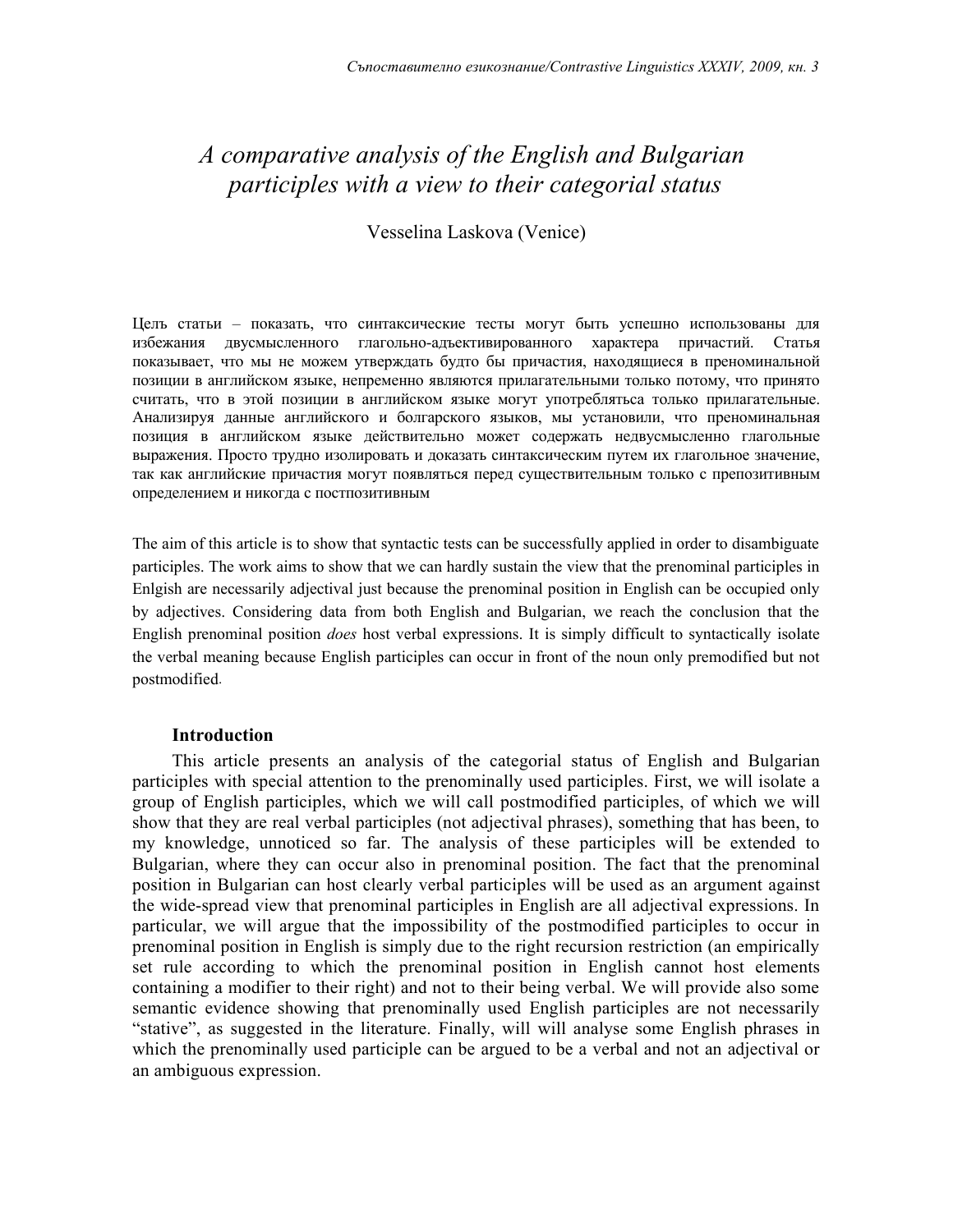# *A comparative analysis of the English and Bulgarian participles with a view to their categorial status*

Vesselina Laskova (Venice)

Цель статьи – показать, что синтаксические тесты могут быть успешно использованы для избежания двусмысленного глагольно-адъективированного характера причастий. Статья показывает, что мы не можем утверждать будто бы причастия, находящиеся в преноминальной позиции в английском языке, непременно являются прилагательными только потому, что принято считать, что в этой позиции в английском языке могут употреблятьса только прилагательные. Анализируя данные английского и болгарского языков, мы установили, что преноминальная позиция в английском языке действительно может содержать недвусмысленно глагольные выражения. Просто трудно изолировать и доказать синтаксическим путем их глагольное значение, так как английские причастия могут появляться перед существительным только с препозитивным определением и никогда с постпозитивным

The aim of this article is to show that syntactic tests can be successfully applied in order to disambiguate participles. The work aims to show that we can hardly sustain the view that the prenominal participles in Enlgish are necessarily adjectival just because the prenominal position in English can be occupied only by adjectives. Considering data from both English and Bulgarian, we reach the conclusion that the English prenominal position *does* host verbal expressions. It is simply difficult to syntactically isolate the verbal meaning because English participles can occur in front of the noun only premodified but not postmodified.

## Introduction

This article presents an analysis of the categorial status of English and Bulgarian participles with special attention to the prenominally used participles. First, we will isolate a group of English participles, which we will call postmodified participles, of which we will show that they are real verbal participles (not adjectival phrases), something that has been, to my knowledge, unnoticed so far. The analysis of these participles will be extended to Bulgarian, where they can occur also in prenominal position. The fact that the prenominal position in Bulgarian can host clearly verbal participles will be used as an argument against the wide-spread view that prenominal participles in English are all adjectival expressions. In particular, we will argue that the impossibility of the postmodified participles to occur in prenominal position in English is simply due to the right recursion restriction (an empirically set rule according to which the prenominal position in English cannot host elements containing a modifier to their right) and not to their being verbal. We will provide also some semantic evidence showing that prenominally used English participles are not necessarily "stative", as suggested in the literature. Finally, will will analyse some English phrases in which the prenominally used participle can be argued to be a verbal and not an adjectival or an ambiguous expression.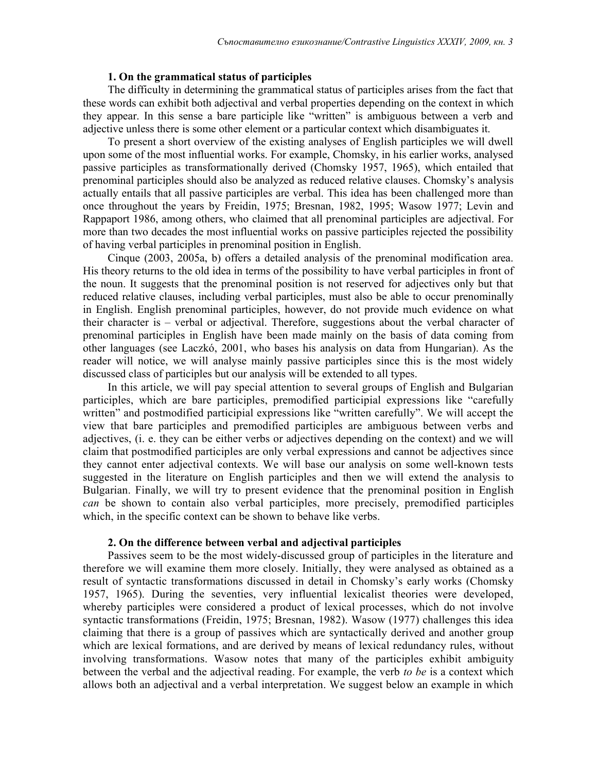### 1. On the grammatical status of participles

The difficulty in determining the grammatical status of participles arises from the fact that these words can exhibit both adjectival and verbal properties depending on the context in which they appear. In this sense a bare participle like "written" is ambiguous between a verb and adjective unless there is some other element or a particular context which disambiguates it.

To present a short overview of the existing analyses of English participles we will dwell upon some of the most influential works. For example, Chomsky, in his earlier works, analysed passive participles as transformationally derived (Chomsky 1957, 1965), which entailed that prenominal participles should also be analyzed as reduced relative clauses. Chomsky's analysis actually entails that all passive participles are verbal. This idea has been challenged more than once throughout the years by Freidin, 1975; Bresnan, 1982, 1995; Wasow 1977; Levin and Rappaport 1986, among others, who claimed that all prenominal participles are adjectival. For more than two decades the most influential works on passive participles rejected the possibility of having verbal participles in prenominal position in English.

Cinque (2003, 2005a, b) offers a detailed analysis of the prenominal modification area. His theory returns to the old idea in terms of the possibility to have verbal participles in front of the noun. It suggests that the prenominal position is not reserved for adjectives only but that reduced relative clauses, including verbal participles, must also be able to occur prenominally in English. English prenominal participles, however, do not provide much evidence on what their character is – verbal or adjectival. Therefore, suggestions about the verbal character of prenominal participles in English have been made mainly on the basis of data coming from other languages (see Laczkó, 2001, who bases his analysis on data from Hungarian). As the reader will notice, we will analyse mainly passive participles since this is the most widely discussed class of participles but our analysis will be extended to all types.

In this article, we will pay special attention to several groups of English and Bulgarian participles, which are bare participles, premodified participial expressions like "carefully written" and postmodified participial expressions like "written carefully". We will accept the view that bare participles and premodified participles are ambiguous between verbs and adjectives, (i. e. they can be either verbs or adjectives depending on the context) and we will claim that postmodified participles are only verbal expressions and cannot be adjectives since they cannot enter adjectival contexts. We will base our analysis on some well-known tests suggested in the literature on English participles and then we will extend the analysis to Bulgarian. Finally, we will try to present evidence that the prenominal position in English *can* be shown to contain also verbal participles, more precisely, premodified participles which, in the specific context can be shown to behave like verbs.

### 2. On the difference between verbal and adjectival participles

Passives seem to be the most widely-discussed group of participles in the literature and therefore we will examine them more closely. Initially, they were analysed as obtained as a result of syntactic transformations discussed in detail in Chomsky's early works (Chomsky 1957, 1965). During the seventies, very influential lexicalist theories were developed, whereby participles were considered a product of lexical processes, which do not involve syntactic transformations (Freidin, 1975; Bresnan, 1982). Wasow (1977) challenges this idea claiming that there is a group of passives which are syntactically derived and another group which are lexical formations, and are derived by means of lexical redundancy rules, without involving transformations. Wasow notes that many of the participles exhibit ambiguity between the verbal and the adjectival reading. For example, the verb *to be* is a context which allows both an adjectival and a verbal interpretation. We suggest below an example in which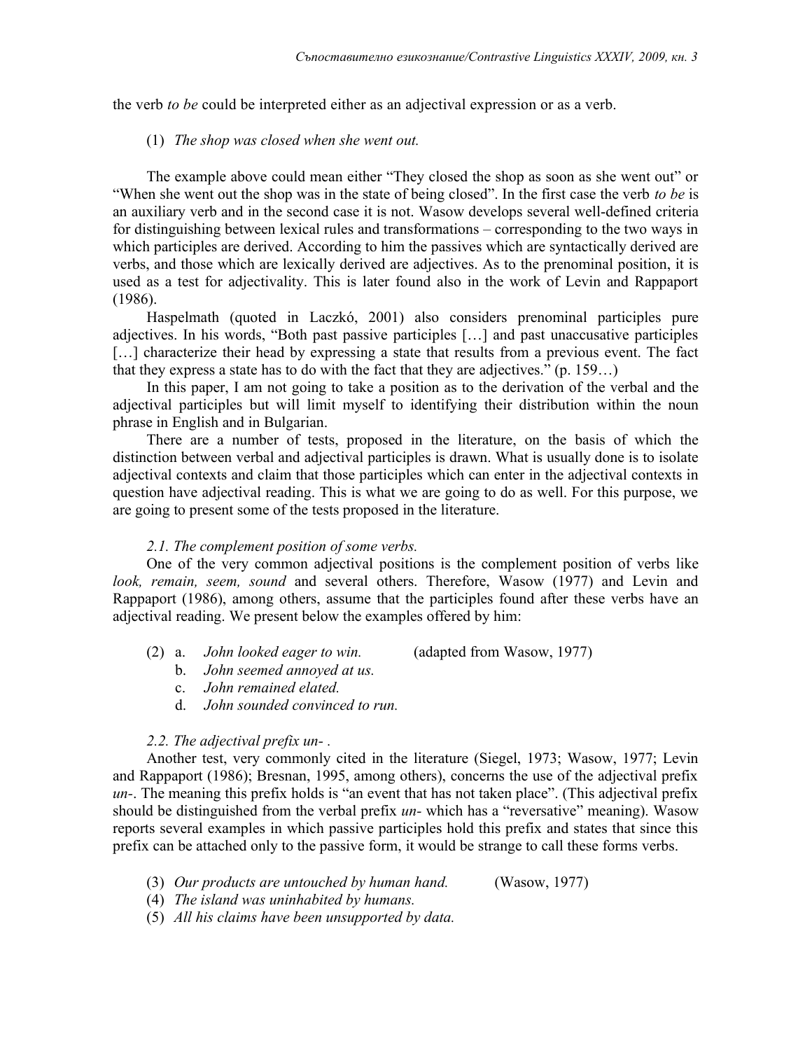the verb *to be* could be interpreted either as an adjectival expression or as a verb.

(1) *The shop was closed when she went out.*

The example above could mean either "They closed the shop as soon as she went out" or "When she went out the shop was in the state of being closed". In the first case the verb *to be* is an auxiliary verb and in the second case it is not. Wasow develops several well-defined criteria for distinguishing between lexical rules and transformations – corresponding to the two ways in which participles are derived. According to him the passives which are syntactically derived are verbs, and those which are lexically derived are adjectives. As to the prenominal position, it is used as a test for adjectivality. This is later found also in the work of Levin and Rappaport (1986).

Haspelmath (quoted in Laczkó, 2001) also considers prenominal participles pure adjectives. In his words, "Both past passive participles […] and past unaccusative participles […] characterize their head by expressing a state that results from a previous event. The fact that they express a state has to do with the fact that they are adjectives." (p. 159…)

In this paper, I am not going to take a position as to the derivation of the verbal and the adjectival participles but will limit myself to identifying their distribution within the noun phrase in English and in Bulgarian.

There are a number of tests, proposed in the literature, on the basis of which the distinction between verbal and adjectival participles is drawn. What is usually done is to isolate adjectival contexts and claim that those participles which can enter in the adjectival contexts in question have adjectival reading. This is what we are going to do as well. For this purpose, we are going to present some of the tests proposed in the literature.

*2.1. The complement position of some verbs.*

One of the very common adjectival positions is the complement position of verbs like *look, remain, seem, sound* and several others. Therefore, Wasow (1977) and Levin and Rappaport (1986), among others, assume that the participles found after these verbs have an adjectival reading. We present below the examples offered by him:

(2) a. *John looked eager to win.* (adapted from Wasow, 1977)
  b. *John seemed annoyed at us.*
  c. *John remained elated.*
  d. *John sounded convinced to run.*

*2.2. The adjectival prefix un- .*

Another test, very commonly cited in the literature (Siegel, 1973; Wasow, 1977; Levin and Rappaport (1986); Bresnan, 1995, among others), concerns the use of the adjectival prefix *un-*. The meaning this prefix holds is "an event that has not taken place". (This adjectival prefix should be distinguished from the verbal prefix *un-* which has a "reversative" meaning). Wasow reports several examples in which passive participles hold this prefix and states that since this prefix can be attached only to the passive form, it would be strange to call these forms verbs.

(3) *Our products are untouched by human hand.* (Wasow, 1977)
(4) *The island was uninhabited by humans.*
(5) *All his claims have been unsupported by data.*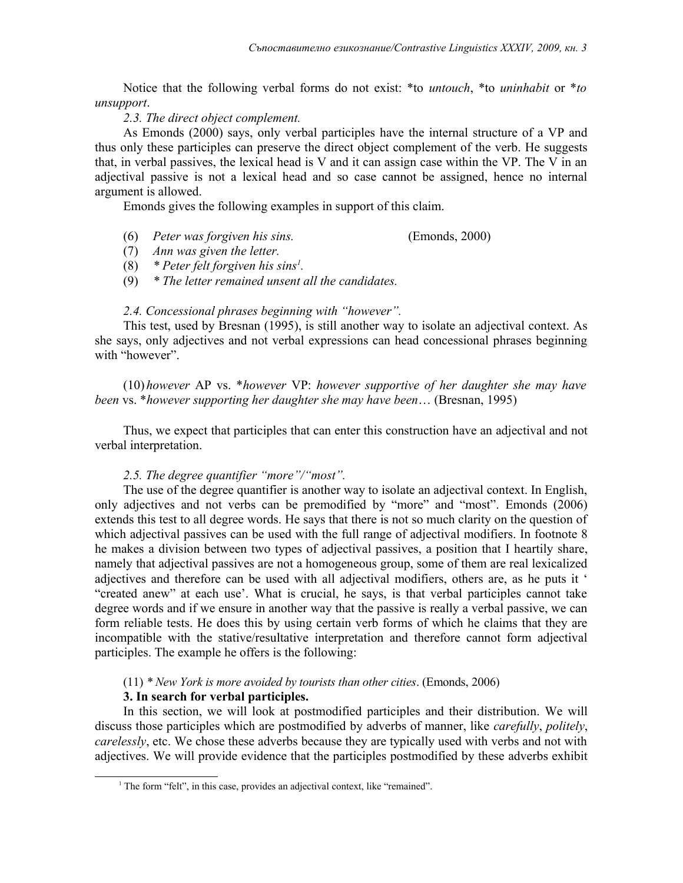Notice that the following verbal forms do not exist: *to *untouch*, *to *uninhabit* or **to unsupport*.

*2.3. The direct object complement.*

As Emonds (2000) says, only verbal participles have the internal structure of a VP and thus only these participles can preserve the direct object complement of the verb. He suggests that, in verbal passives, the lexical head is V and it can assign case within the VP. The V in an adjectival passive is not a lexical head and so case cannot be assigned, hence no internal argument is allowed.

Emonds gives the following examples in support of this claim.

(6) *Peter was forgiven his sins.* (Emonds, 2000)

(7) *Ann was given the letter.*

(8) ** Peter felt forgiven his sins*[1].

(9) ** The letter remained unsent all the candidates.*

*2.4. Concessional phrases beginning with "however".*

This test, used by Bresnan (1995), is still another way to isolate an adjectival context. As she says, only adjectives and not verbal expressions can head concessional phrases beginning with "however".

(10) *however* AP vs. **however* VP: *however supportive of her daughter she may have been* vs. **however supporting her daughter she may have been*… (Bresnan, 1995)

Thus, we expect that participles that can enter this construction have an adjectival and not verbal interpretation.

*2.5. The degree quantifier "more"/"most".*

The use of the degree quantifier is another way to isolate an adjectival context. In English, only adjectives and not verbs can be premodified by "more" and "most". Emonds (2006) extends this test to all degree words. He says that there is not so much clarity on the question of which adjectival passives can be used with the full range of adjectival modifiers. In footnote 8 he makes a division between two types of adjectival passives, a position that I heartily share, namely that adjectival passives are not a homogeneous group, some of them are real lexicalized adjectives and therefore can be used with all adjectival modifiers, others are, as he puts it ' "created anew" at each use'. What is crucial, he says, is that verbal participles cannot take degree words and if we ensure in another way that the passive is really a verbal passive, we can form reliable tests. He does this by using certain verb forms of which he claims that they are incompatible with the stative/resultative interpretation and therefore cannot form adjectival participles. The example he offers is the following:

(11) ** New York is more avoided by tourists than other cities*. (Emonds, 2006)

**3. In search for verbal participles.**

In this section, we will look at postmodified participles and their distribution. We will discuss those participles which are postmodified by adverbs of manner, like *carefully*, *politely*, *carelessly*, etc. We chose these adverbs because they are typically used with verbs and not with adjectives. We will provide evidence that the participles postmodified by these adverbs exhibit

---

[1] The form "felt", in this case, provides an adjectival context, like "remained".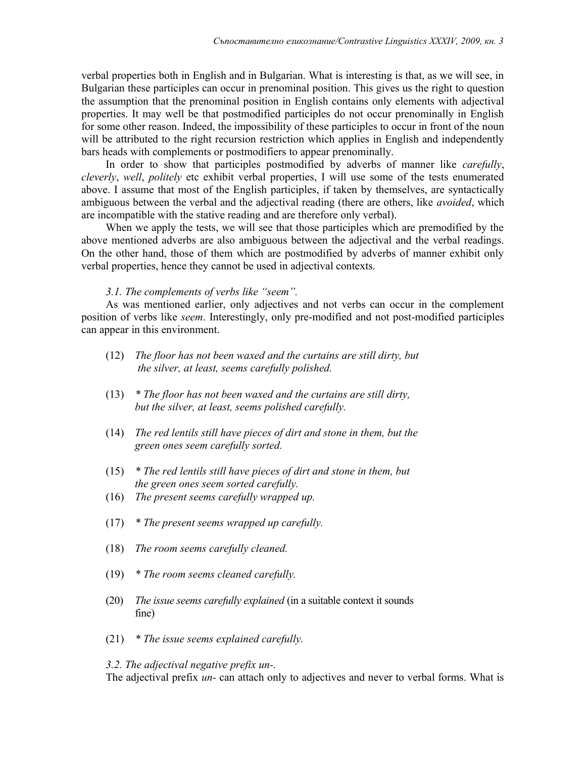verbal properties both in English and in Bulgarian. What is interesting is that, as we will see, in Bulgarian these participles can occur in prenominal position. This gives us the right to question the assumption that the prenominal position in English contains only elements with adjectival properties. It may well be that postmodified participles do not occur prenominally in English for some other reason. Indeed, the impossibility of these participles to occur in front of the noun will be attributed to the right recursion restriction which applies in English and independently bars heads with complements or postmodifiers to appear prenominally.

In order to show that participles postmodified by adverbs of manner like *carefully*, *cleverly*, *well*, *politely* etc exhibit verbal properties, I will use some of the tests enumerated above. I assume that most of the English participles, if taken by themselves, are syntactically ambiguous between the verbal and the adjectival reading (there are others, like *avoided*, which are incompatible with the stative reading and are therefore only verbal).

When we apply the tests, we will see that those participles which are premodified by the above mentioned adverbs are also ambiguous between the adjectival and the verbal readings. On the other hand, those of them which are postmodified by adverbs of manner exhibit only verbal properties, hence they cannot be used in adjectival contexts.

*3.1. The complements of verbs like "seem".*

As was mentioned earlier, only adjectives and not verbs can occur in the complement position of verbs like *seem*. Interestingly, only pre-modified and not post-modified participles can appear in this environment.

(12) *The floor has not been waxed and the curtains are still dirty, but the silver, at least, seems carefully polished.*

(13) *\* The floor has not been waxed and the curtains are still dirty, but the silver, at least, seems polished carefully.*

(14) *The red lentils still have pieces of dirt and stone in them, but the green ones seem carefully sorted.*

(15) *\* The red lentils still have pieces of dirt and stone in them, but the green ones seem sorted carefully.*

(16) *The present seems carefully wrapped up.*

(17) *\* The present seems wrapped up carefully.*

(18) *The room seems carefully cleaned.*

(19) *\* The room seems cleaned carefully.*

(20) *The issue seems carefully explained* (in a suitable context it sounds fine)

(21) *\* The issue seems explained carefully.*

*3.2. The adjectival negative prefix un-.*

The adjectival prefix *un-* can attach only to adjectives and never to verbal forms. What is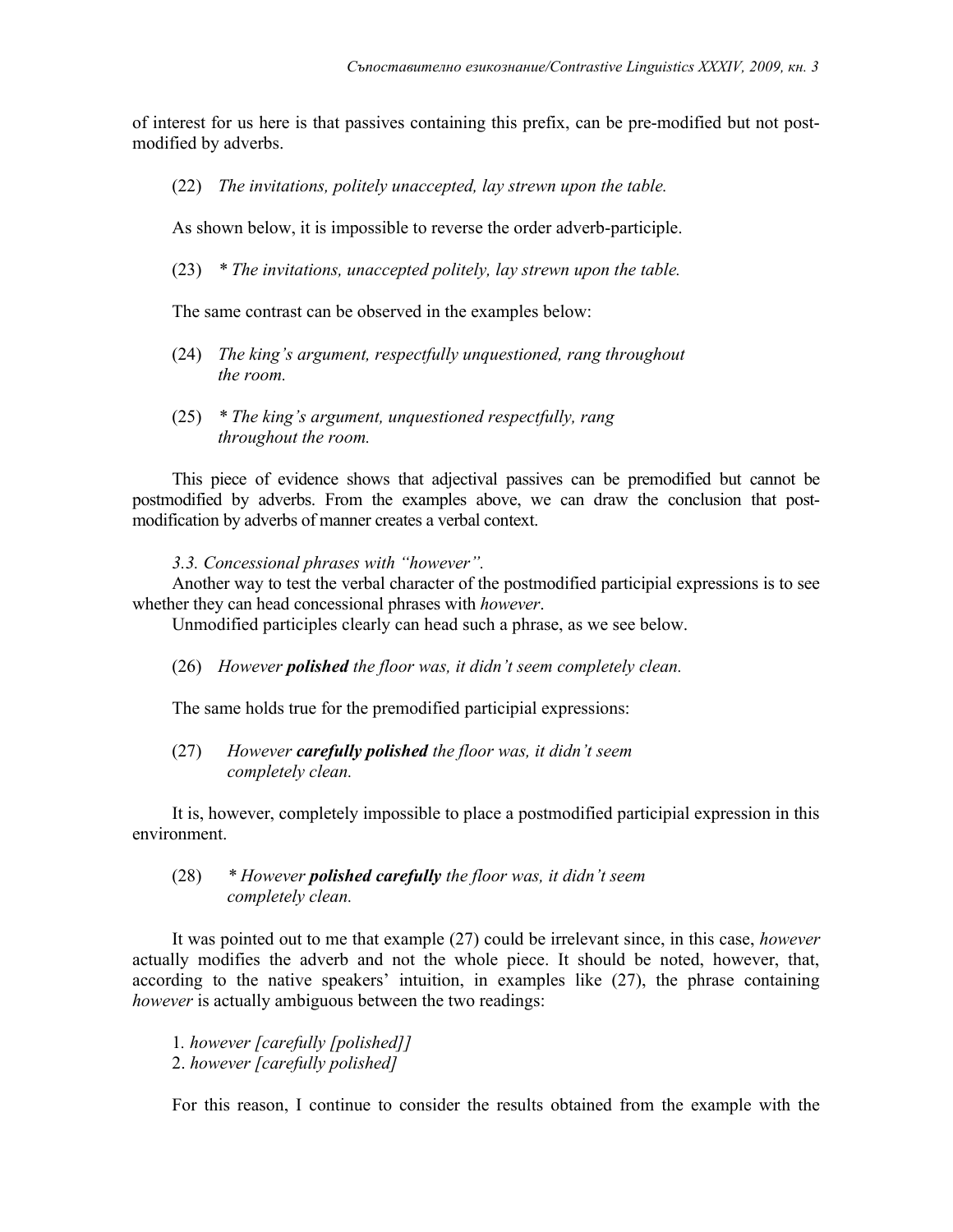of interest for us here is that passives containing this prefix, can be pre-modified but not post-modified by adverbs.

(22) *The invitations, politely unaccepted, lay strewn upon the table.*

As shown below, it is impossible to reverse the order adverb-participle.

(23) *\* The invitations, unaccepted politely, lay strewn upon the table.*

The same contrast can be observed in the examples below:

(24) *The king's argument, respectfully unquestioned, rang throughout the room.*

(25) *\* The king's argument, unquestioned respectfully, rang throughout the room.*

This piece of evidence shows that adjectival passives can be premodified but cannot be postmodified by adverbs. From the examples above, we can draw the conclusion that post-modification by adverbs of manner creates a verbal context.

*3.3. Concessional phrases with "however".*

Another way to test the verbal character of the postmodified participial expressions is to see whether they can head concessional phrases with *however*.

Unmodified participles clearly can head such a phrase, as we see below.

(26) *However **polished** the floor was, it didn't seem completely clean.*

The same holds true for the premodified participial expressions:

(27) *However **carefully polished** the floor was, it didn't seem completely clean.*

It is, however, completely impossible to place a postmodified participial expression in this environment.

(28) *\* However **polished carefully** the floor was, it didn't seem completely clean.*

It was pointed out to me that example (27) could be irrelevant since, in this case, *however* actually modifies the adverb and not the whole piece. It should be noted, however, that, according to the native speakers' intuition, in examples like (27), the phrase containing *however* is actually ambiguous between the two readings:

1. *however [carefully [polished]]*
2. *however [carefully polished]*

For this reason, I continue to consider the results obtained from the example with the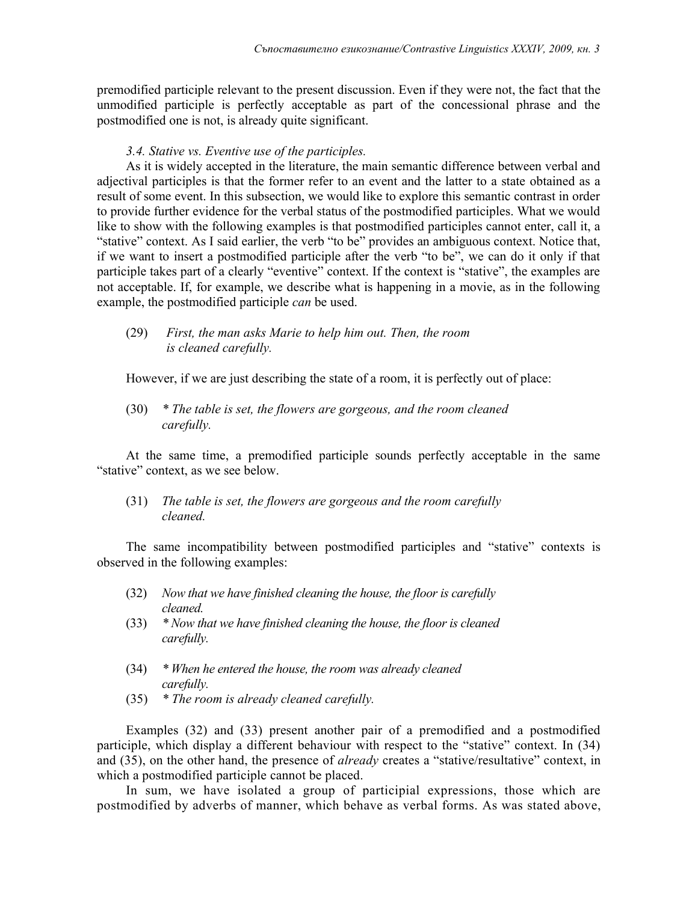premodified participle relevant to the present discussion. Even if they were not, the fact that the unmodified participle is perfectly acceptable as part of the concessional phrase and the postmodified one is not, is already quite significant.

*3.4. Stative vs. Eventive use of the participles.*

As it is widely accepted in the literature, the main semantic difference between verbal and adjectival participles is that the former refer to an event and the latter to a state obtained as a result of some event. In this subsection, we would like to explore this semantic contrast in order to provide further evidence for the verbal status of the postmodified participles. What we would like to show with the following examples is that postmodified participles cannot enter, call it, a "stative" context. As I said earlier, the verb "to be" provides an ambiguous context. Notice that, if we want to insert a postmodified participle after the verb "to be", we can do it only if that participle takes part of a clearly "eventive" context. If the context is "stative", the examples are not acceptable. If, for example, we describe what is happening in a movie, as in the following example, the postmodified participle *can* be used.

(29) *First, the man asks Marie to help him out. Then, the room is cleaned carefully.*

However, if we are just describing the state of a room, it is perfectly out of place:

(30) *\* The table is set, the flowers are gorgeous, and the room cleaned carefully.*

At the same time, a premodified participle sounds perfectly acceptable in the same "stative" context, as we see below.

(31) *The table is set, the flowers are gorgeous and the room carefully cleaned.*

The same incompatibility between postmodified participles and "stative" contexts is observed in the following examples:

(32) *Now that we have finished cleaning the house, the floor is carefully cleaned.*

(33) *\* Now that we have finished cleaning the house, the floor is cleaned carefully.*

(34) *\* When he entered the house, the room was already cleaned carefully.*

(35) *\* The room is already cleaned carefully.*

Examples (32) and (33) present another pair of a premodified and a postmodified participle, which display a different behaviour with respect to the "stative" context. In (34) and (35), on the other hand, the presence of *already* creates a "stative/resultative" context, in which a postmodified participle cannot be placed.

In sum, we have isolated a group of participial expressions, those which are postmodified by adverbs of manner, which behave as verbal forms. As was stated above,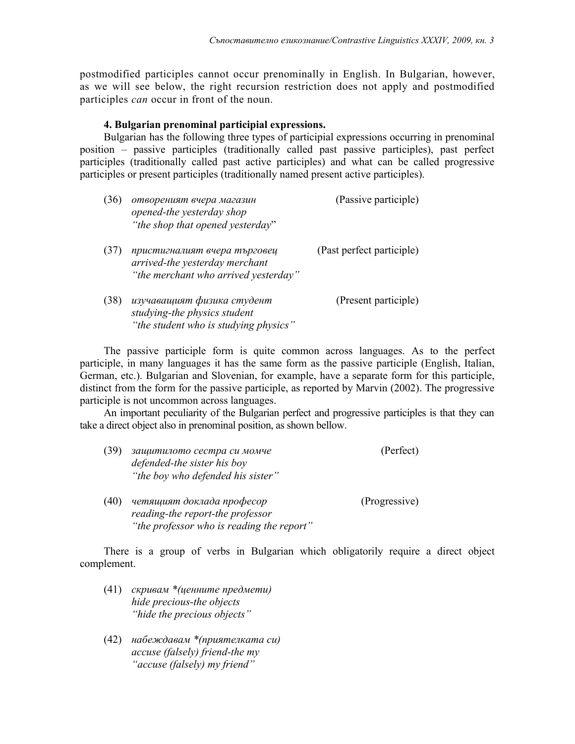postmodified participles cannot occur prenominally in English. In Bulgarian, however, as we will see below, the right recursion restriction does not apply and postmodified participles *can* occur in front of the noun.

### 4. Bulgarian prenominal participial expressions.

Bulgarian has the following three types of participial expressions occurring in prenominal position – passive participles (traditionally called past passive participles), past perfect participles (traditionally called past active participles) and what can be called progressive participles or present participles (traditionally named present active participles).

(36) *отвореният вчера магазин* (Passive participle)
*opened-the yesterday shop*
*"the shop that opened yesterday*"

(37) *пристигналият вчера търговец* (Past perfect participle)
*arrived-the yesterday merchant*
*"the merchant who arrived yesterday"*

(38) *изучаващият физика студент* (Present participle)
*studying-the physics student*
*"the student who is studying physics"*

The passive participle form is quite common across languages. As to the perfect participle, in many languages it has the same form as the passive participle (English, Italian, German, etc.). Bulgarian and Slovenian, for example, have a separate form for this participle, distinct from the form for the passive participle, as reported by Marvin (2002). The progressive participle is not uncommon across languages.

An important peculiarity of the Bulgarian perfect and progressive participles is that they can take a direct object also in prenominal position, as shown bellow.

(39) *защитилото сестра си момче* (Perfect)
*defended-the sister his boy*
*"the boy who defended his sister"*

(40) *четящият доклада професор* (Progressive)
*reading-the report-the professor*
*"the professor who is reading the report"*

There is a group of verbs in Bulgarian which obligatorily require a direct object complement.

(41) *скривам \*(ценните предмети)*
*hide precious-the objects*
*"hide the precious objects"*

(42) *набеждавам \*(приятелката си)*
*accuse (falsely) friend-the my*
*"accuse (falsely) my friend"*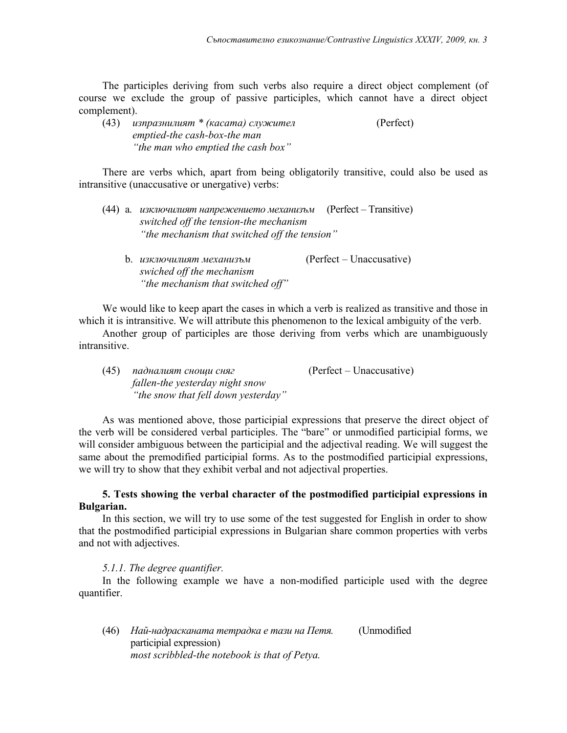The participles deriving from such verbs also require a direct object complement (of course we exclude the group of passive participles, which cannot have a direct object complement).

(43) *изпразнилият \* (касата) служител* (Perfect)
*emptied-the cash-box-the man*
*"the man who emptied the cash box"*

There are verbs which, apart from being obligatorily transitive, could also be used as intransitive (unaccusative or unergative) verbs:

(44) a. *изключилият напрежението механизъм* (Perfect – Transitive)
*switched off the tension-the mechanism*
*"the mechanism that switched off the tension"*

b. *изключилият механизъм* (Perfect – Unaccusative)
*swiched off the mechanism*
*"the mechanism that switched off"*

We would like to keep apart the cases in which a verb is realized as transitive and those in which it is intransitive. We will attribute this phenomenon to the lexical ambiguity of the verb.

Another group of participles are those deriving from verbs which are unambiguously intransitive.

(45) *падналият снощи сняг* (Perfect – Unaccusative)
*fallen-the yesterday night snow*
*"the snow that fell down yesterday"*

As was mentioned above, those participial expressions that preserve the direct object of the verb will be considered verbal participles. The "bare" or unmodified participial forms, we will consider ambiguous between the participial and the adjectival reading. We will suggest the same about the premodified participial forms. As to the postmodified participial expressions, we will try to show that they exhibit verbal and not adjectival properties.

**5. Tests showing the verbal character of the postmodified participial expressions in Bulgarian.**

In this section, we will try to use some of the test suggested for English in order to show that the postmodified participial expressions in Bulgarian share common properties with verbs and not with adjectives.

*5.1.1. The degree quantifier.*

In the following example we have a non-modified participle used with the degree quantifier.

(46) *Най-надрасканата тетрадка е тази на Петя.* (Unmodified participial expression)
*most scribbled-the notebook is that of Petya.*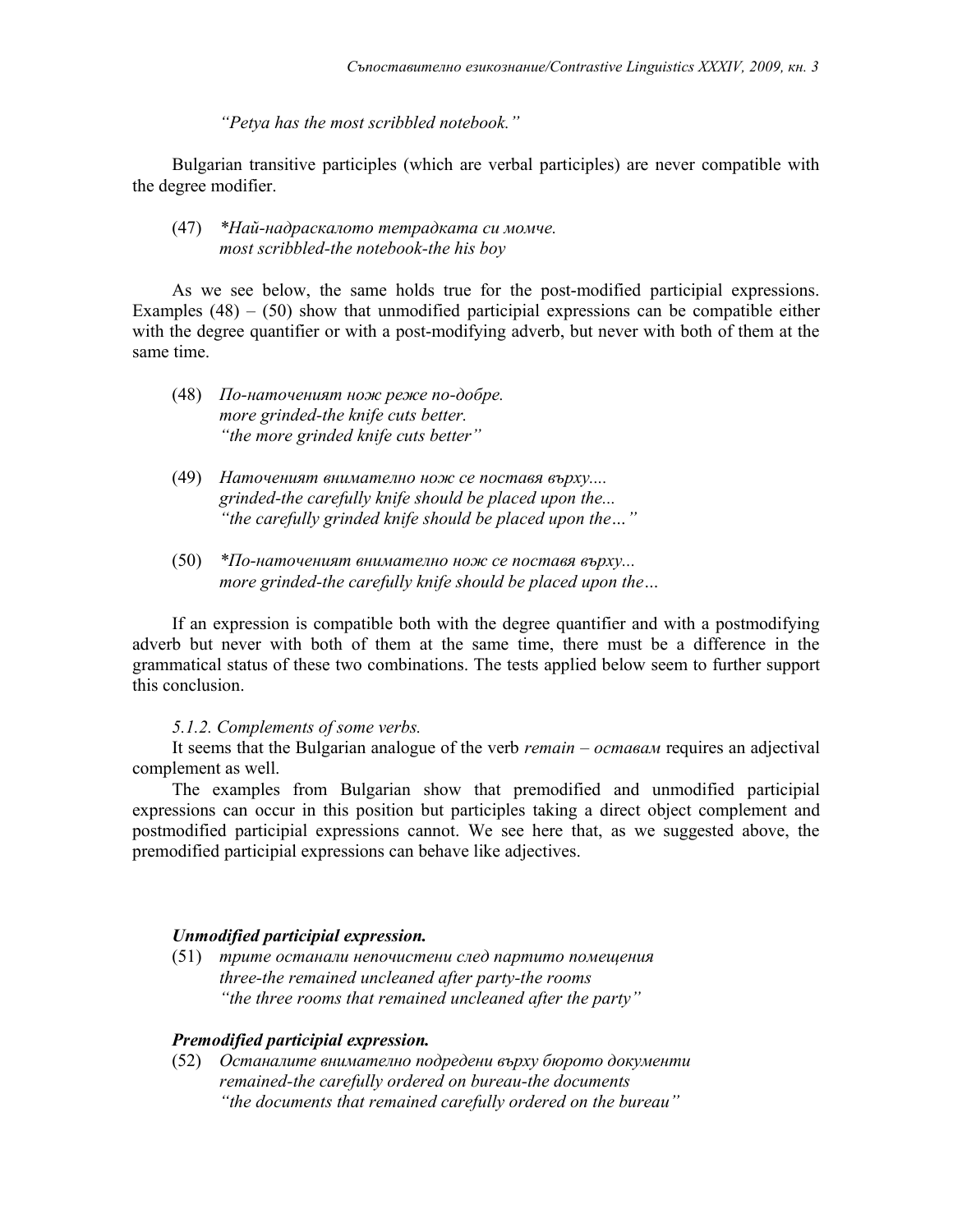*"Petya has the most scribbled notebook."*

Bulgarian transitive participles (which are verbal participles) are never compatible with the degree modifier.

(47) *\*Най-надраскалото тетрадката си момче.*
*most scribbled-the notebook-the his boy*

As we see below, the same holds true for the post-modified participial expressions. Examples (48) – (50) show that unmodified participial expressions can be compatible either with the degree quantifier or with a post-modifying adverb, but never with both of them at the same time.

(48) *По-наточеният нож реже по-добре.*
*more grinded-the knife cuts better.*
*"the more grinded knife cuts better"*

(49) *Наточеният внимателно нож се поставя върху....*
*grinded-the carefully knife should be placed upon the...*
*"the carefully grinded knife should be placed upon the…"*

(50) *\*По-наточеният внимателно нож се поставя върху...*
*more grinded-the carefully knife should be placed upon the…*

If an expression is compatible both with the degree quantifier and with a postmodifying adverb but never with both of them at the same time, there must be a difference in the grammatical status of these two combinations. The tests applied below seem to further support this conclusion.

*5.1.2. Complements of some verbs.*

It seems that the Bulgarian analogue of the verb *remain – оставам* requires an adjectival complement as well.

The examples from Bulgarian show that premodified and unmodified participial expressions can occur in this position but participles taking a direct object complement and postmodified participial expressions cannot. We see here that, as we suggested above, the premodified participial expressions can behave like adjectives.

***Unmodified participial expression.***

(51) *трите останали непочистени след партито помещения*
*three-the remained uncleaned after party-the rooms*
*"the three rooms that remained uncleaned after the party"*

***Premodified participial expression.***

(52) *Останалите внимателно подредени върху бюрото документи*
*remained-the carefully ordered on bureau-the documents*
*"the documents that remained carefully ordered on the bureau"*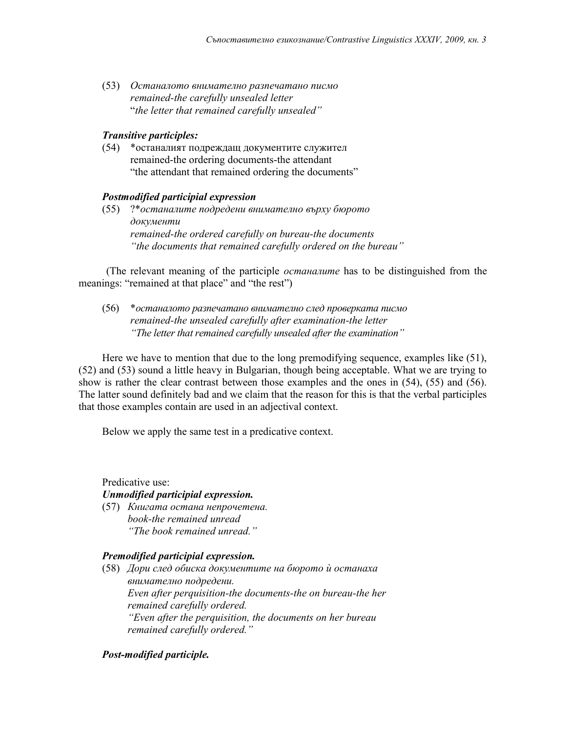(53) *Оставалото внимателно разпечатано писмо*
*remained-the carefully unsealed letter*
"*the letter that remained carefully unsealed"*

***Transitive participles:***

(54) *останалият подреждащ документите служител
remained-the ordering documents-the attendant
"the attendant that remained ordering the documents"

***Postmodified participial expression***

(55) ?**останалите подредени внимателно върху бюрото документи*
*remained-the ordered carefully on bureau-the documents*
*"the documents that remained carefully ordered on the bureau"*

(The relevant meaning of the participle *останалите* has to be distinguished from the meanings: "remained at that place" and "the rest")

(56) **останалото разпечатано внимателно след проверката писмо*
*remained-the unsealed carefully after examination-the letter*
*"The letter that remained carefully unsealed after the examination"*

Here we have to mention that due to the long premodifying sequence, examples like (51), (52) and (53) sound a little heavy in Bulgarian, though being acceptable. What we are trying to show is rather the clear contrast between those examples and the ones in (54), (55) and (56). The latter sound definitely bad and we claim that the reason for this is that the verbal participles that those examples contain are used in an adjectival context.

Below we apply the same test in a predicative context.

Predicative use:

***Unmodified participial expression.***

(57) *Книгата остана непрочетена.*
*book-the remained unread*
*"The book remained unread."*

***Premodified participial expression.***

(58) *Дори след обиска документите на бюрото ѝ останаха внимателно подредени.*
*Even after perquisition-the documents-the on bureau-the her remained carefully ordered.*
*"Even after the perquisition, the documents on her bureau remained carefully ordered."*

***Post-modified participle.***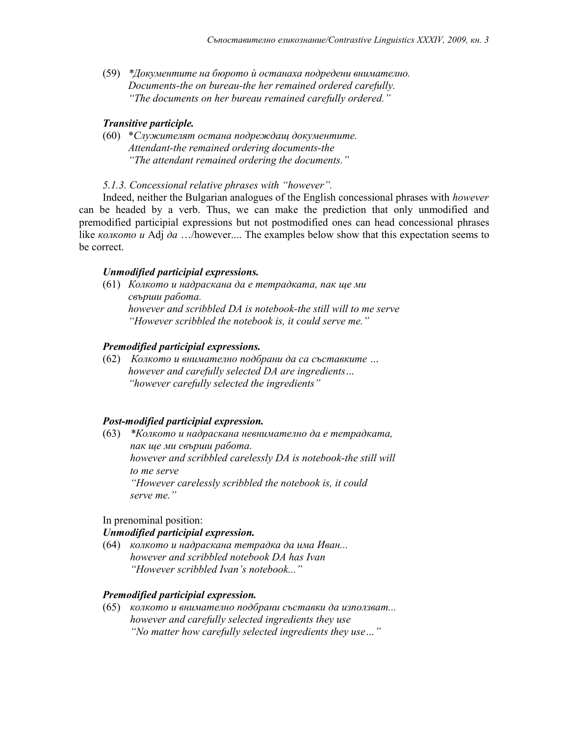(59) *\*Документите на бюрото ѝ останаха подредени внимателно.*
*Documents-the on bureau-the her remained ordered carefully.*
*"The documents on her bureau remained carefully ordered."*

***Transitive participle.***

(60) \**Служителят остана подреждащ документите.*
*Attendant-the remained ordering documents-the*
*"The attendant remained ordering the documents."*

*5.1.3. Concessional relative phrases with "however".*

Indeed, neither the Bulgarian analogues of the English concessional phrases with *however* can be headed by a verb. Thus, we can make the prediction that only unmodified and premodified participial expressions but not postmodified ones can head concessional phrases like *колкото и* Adj *да* …/however.... The examples below show that this expectation seems to be correct.

***Unmodified participial expressions.***

(61) *Колкото и надраскана да е тетрадката, пак ще ми свърши работа.*
*however and scribbled DA is notebook-the still will to me serve*
*"However scribbled the notebook is, it could serve me."*

***Premodified participial expressions.***

(62) *Колкото и внимателно подбрани да са съставките …*
*however and carefully selected DA are ingredients…*
*"however carefully selected the ingredients"*

***Post-modified participial expression.***

(63) *\*Колкото и надраскана невнимателно да е тетрадката, пак ще ми свърши работа.*
*however and scribbled carelessly DA is notebook-the still will to me serve*
*"However carelessly scribbled the notebook is, it could serve me."*

In prenominal position:

***Unmodified participial expression.***

(64) *колкото и надраскана тетрадка да има Иван...*
*however and scribbled notebook DA has Ivan*
*"However scribbled Ivan's notebook..."*

***Premodified participial expression.***

(65) *колкото и внимателно подбрани съставки да използват...*
*however and carefully selected ingredients they use*
*"No matter how carefully selected ingredients they use…"*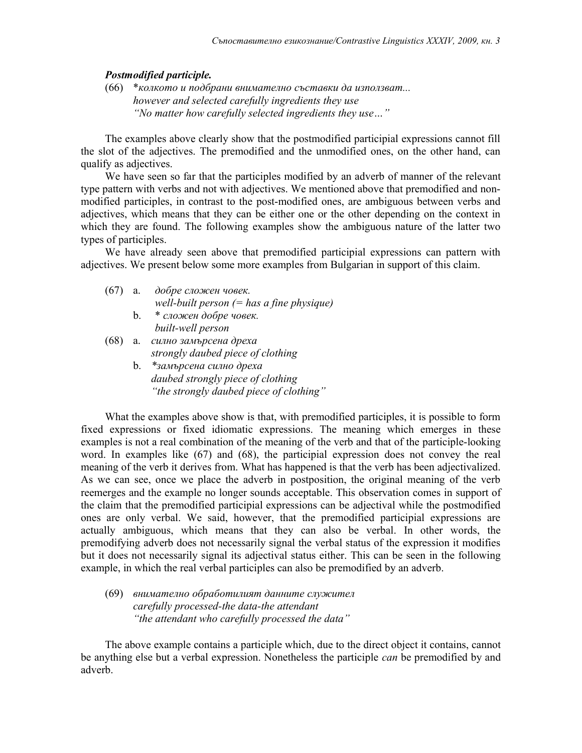***Postmodified participle.***

(66) \**колкото и подбрани внимателно съставки да използват...*
*however and selected carefully ingredients they use*
*"No matter how carefully selected ingredients they use…"*

The examples above clearly show that the postmodified participial expressions cannot fill the slot of the adjectives. The premodified and the unmodified ones, on the other hand, can qualify as adjectives.

We have seen so far that the participles modified by an adverb of manner of the relevant type pattern with verbs and not with adjectives. We mentioned above that premodified and non-modified participles, in contrast to the post-modified ones, are ambiguous between verbs and adjectives, which means that they can be either one or the other depending on the context in which they are found. The following examples show the ambiguous nature of the latter two types of participles.

We have already seen above that premodified participial expressions can pattern with adjectives. We present below some more examples from Bulgarian in support of this claim.

(67) a. *добре сложен човек.*
*well-built person (= has a fine physique)*
b. * *сложен добре човек.*
*built-well person*

(68) a. *силно замърсена дреха*
*strongly daubed piece of clothing*
b. \**замърсена силно дреха*
*daubed strongly piece of clothing*
*"the strongly daubed piece of clothing"*

What the examples above show is that, with premodified participles, it is possible to form fixed expressions or fixed idiomatic expressions. The meaning which emerges in these examples is not a real combination of the meaning of the verb and that of the participle-looking word. In examples like (67) and (68), the participial expression does not convey the real meaning of the verb it derives from. What has happened is that the verb has been adjectivalized. As we can see, once we place the adverb in postposition, the original meaning of the verb reemerges and the example no longer sounds acceptable. This observation comes in support of the claim that the premodified participial expressions can be adjectival while the postmodified ones are only verbal. We said, however, that the premodified participial expressions are actually ambiguous, which means that they can also be verbal. In other words, the premodifying adverb does not necessarily signal the verbal status of the expression it modifies but it does not necessarily signal its adjectival status either. This can be seen in the following example, in which the real verbal participles can also be premodified by an adverb.

(69) *внимателно обработилият данните служител*
*carefully processed-the data-the attendant*
*"the attendant who carefully processed the data"*

The above example contains a participle which, due to the direct object it contains, cannot be anything else but a verbal expression. Nonetheless the participle *can* be premodified by and adverb.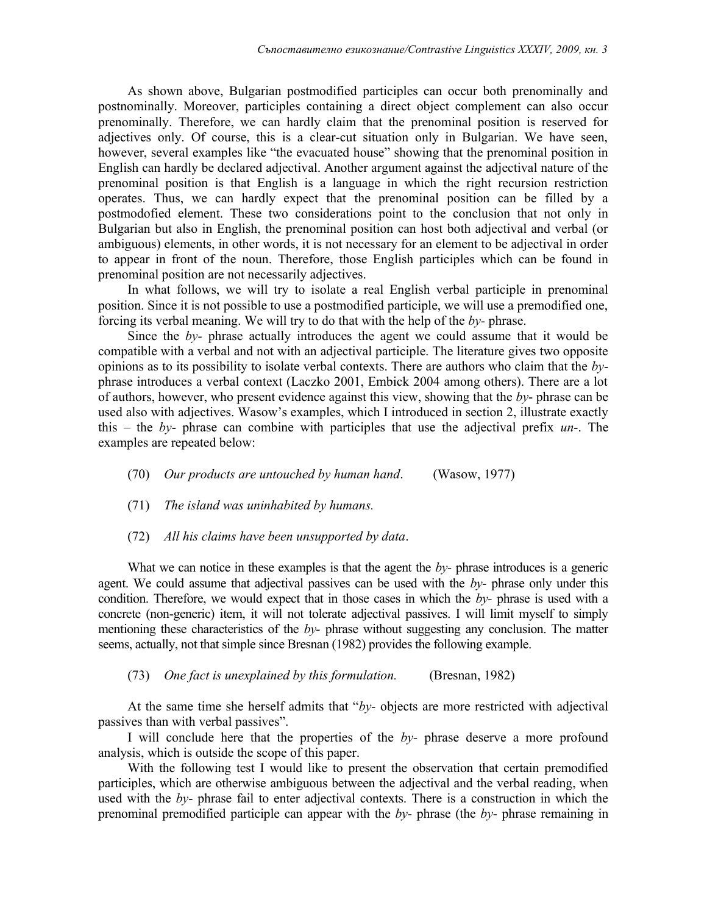As shown above, Bulgarian postmodified participles can occur both prenominally and postnominally. Moreover, participles containing a direct object complement can also occur prenominally. Therefore, we can hardly claim that the prenominal position is reserved for adjectives only. Of course, this is a clear-cut situation only in Bulgarian. We have seen, however, several examples like "the evacuated house" showing that the prenominal position in English can hardly be declared adjectival. Another argument against the adjectival nature of the prenominal position is that English is a language in which the right recursion restriction operates. Thus, we can hardly expect that the prenominal position can be filled by a postmodofied element. These two considerations point to the conclusion that not only in Bulgarian but also in English, the prenominal position can host both adjectival and verbal (or ambiguous) elements, in other words, it is not necessary for an element to be adjectival in order to appear in front of the noun. Therefore, those English participles which can be found in prenominal position are not necessarily adjectives.

In what follows, we will try to isolate a real English verbal participle in prenominal position. Since it is not possible to use a postmodified participle, we will use a premodified one, forcing its verbal meaning. We will try to do that with the help of the *by*- phrase.

Since the *by*- phrase actually introduces the agent we could assume that it would be compatible with a verbal and not with an adjectival participle. The literature gives two opposite opinions as to its possibility to isolate verbal contexts. There are authors who claim that the *by*-phrase introduces a verbal context (Laczko 2001, Embick 2004 among others). There are a lot of authors, however, who present evidence against this view, showing that the *by*- phrase can be used also with adjectives. Wasow's examples, which I introduced in section 2, illustrate exactly this – the *by*- phrase can combine with participles that use the adjectival prefix *un*-. The examples are repeated below:

(70) *Our products are untouched by human hand*. (Wasow, 1977)

(71) *The island was uninhabited by humans.*

(72) *All his claims have been unsupported by data*.

What we can notice in these examples is that the agent the *by*- phrase introduces is a generic agent. We could assume that adjectival passives can be used with the *by*- phrase only under this condition. Therefore, we would expect that in those cases in which the *by*- phrase is used with a concrete (non-generic) item, it will not tolerate adjectival passives. I will limit myself to simply mentioning these characteristics of the *by*- phrase without suggesting any conclusion. The matter seems, actually, not that simple since Bresnan (1982) provides the following example.

(73) *One fact is unexplained by this formulation.* (Bresnan, 1982)

At the same time she herself admits that "*by*- objects are more restricted with adjectival passives than with verbal passives".

I will conclude here that the properties of the *by*- phrase deserve a more profound analysis, which is outside the scope of this paper.

With the following test I would like to present the observation that certain premodified participles, which are otherwise ambiguous between the adjectival and the verbal reading, when used with the *by*- phrase fail to enter adjectival contexts. There is a construction in which the prenominal premodified participle can appear with the *by*- phrase (the *by*- phrase remaining in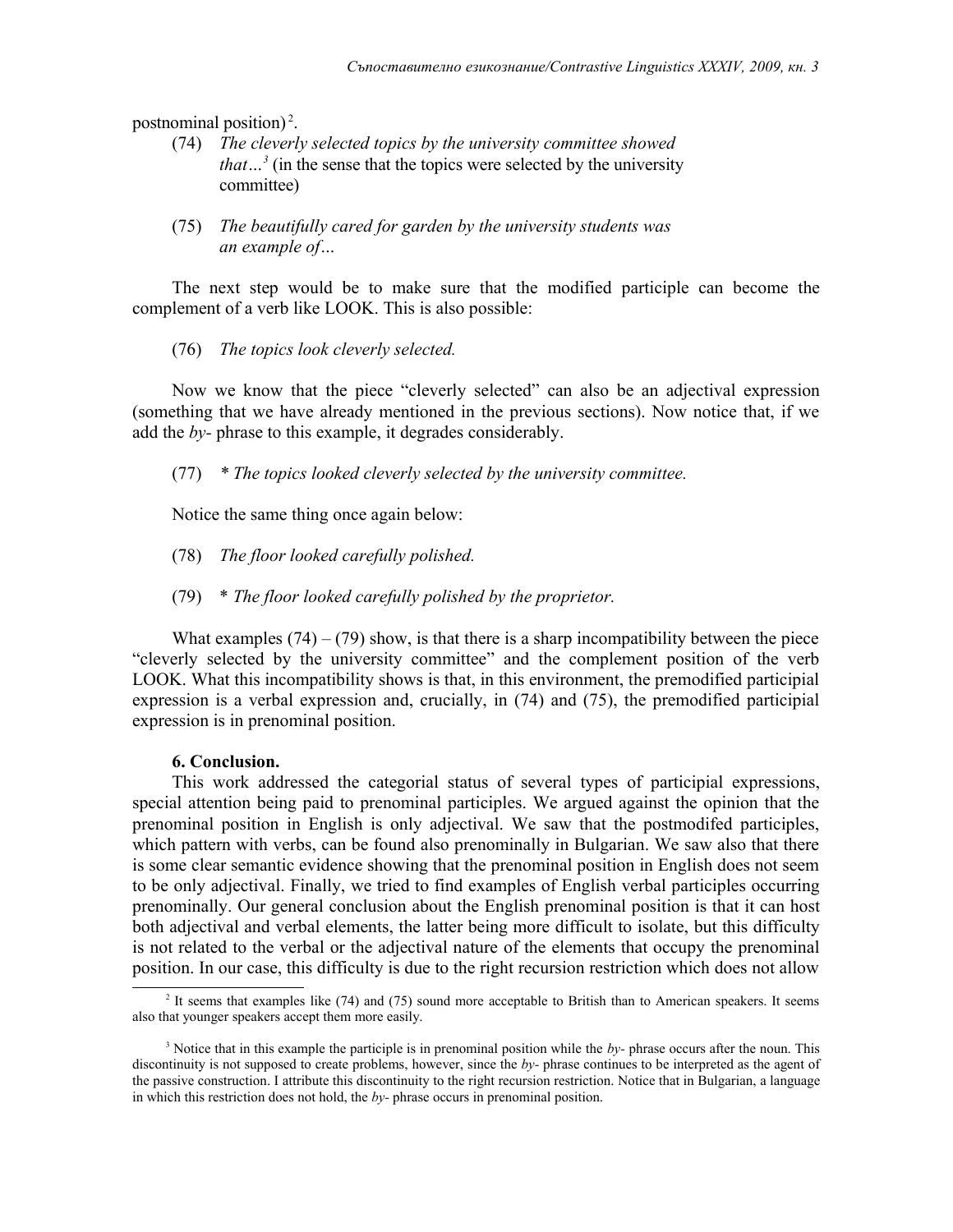postnominal position)[2].

(74) *The cleverly selected topics by the university committee showed that…*[3] (in the sense that the topics were selected by the university committee)

(75) *The beautifully cared for garden by the university students was an example of…*

The next step would be to make sure that the modified participle can become the complement of a verb like LOOK. This is also possible:

(76) *The topics look cleverly selected.*

Now we know that the piece "cleverly selected" can also be an adjectival expression (something that we have already mentioned in the previous sections). Now notice that, if we add the *by-* phrase to this example, it degrades considerably.

(77) *\* The topics looked cleverly selected by the university committee.*

Notice the same thing once again below:

(78) *The floor looked carefully polished.*

(79) *\* The floor looked carefully polished by the proprietor.*

What examples (74) – (79) show, is that there is a sharp incompatibility between the piece "cleverly selected by the university committee" and the complement position of the verb LOOK. What this incompatibility shows is that, in this environment, the premodified participial expression is a verbal expression and, crucially, in (74) and (75), the premodified participial expression is in prenominal position.

### 6. Conclusion.

This work addressed the categorial status of several types of participial expressions, special attention being paid to prenominal participles. We argued against the opinion that the prenominal position in English is only adjectival. We saw that the postmodifed participles, which pattern with verbs, can be found also prenominally in Bulgarian. We saw also that there is some clear semantic evidence showing that the prenominal position in English does not seem to be only adjectival. Finally, we tried to find examples of English verbal participles occurring prenominally. Our general conclusion about the English prenominal position is that it can host both adjectival and verbal elements, the latter being more difficult to isolate, but this difficulty is not related to the verbal or the adjectival nature of the elements that occupy the prenominal position. In our case, this difficulty is due to the right recursion restriction which does not allow

---

[2] It seems that examples like (74) and (75) sound more acceptable to British than to American speakers. It seems also that younger speakers accept them more easily.

[3] Notice that in this example the participle is in prenominal position while the *by-* phrase occurs after the noun. This discontinuity is not supposed to create problems, however, since the *by-* phrase continues to be interpreted as the agent of the passive construction. I attribute this discontinuity to the right recursion restriction. Notice that in Bulgarian, a language in which this restriction does not hold, the *by-* phrase occurs in prenominal position.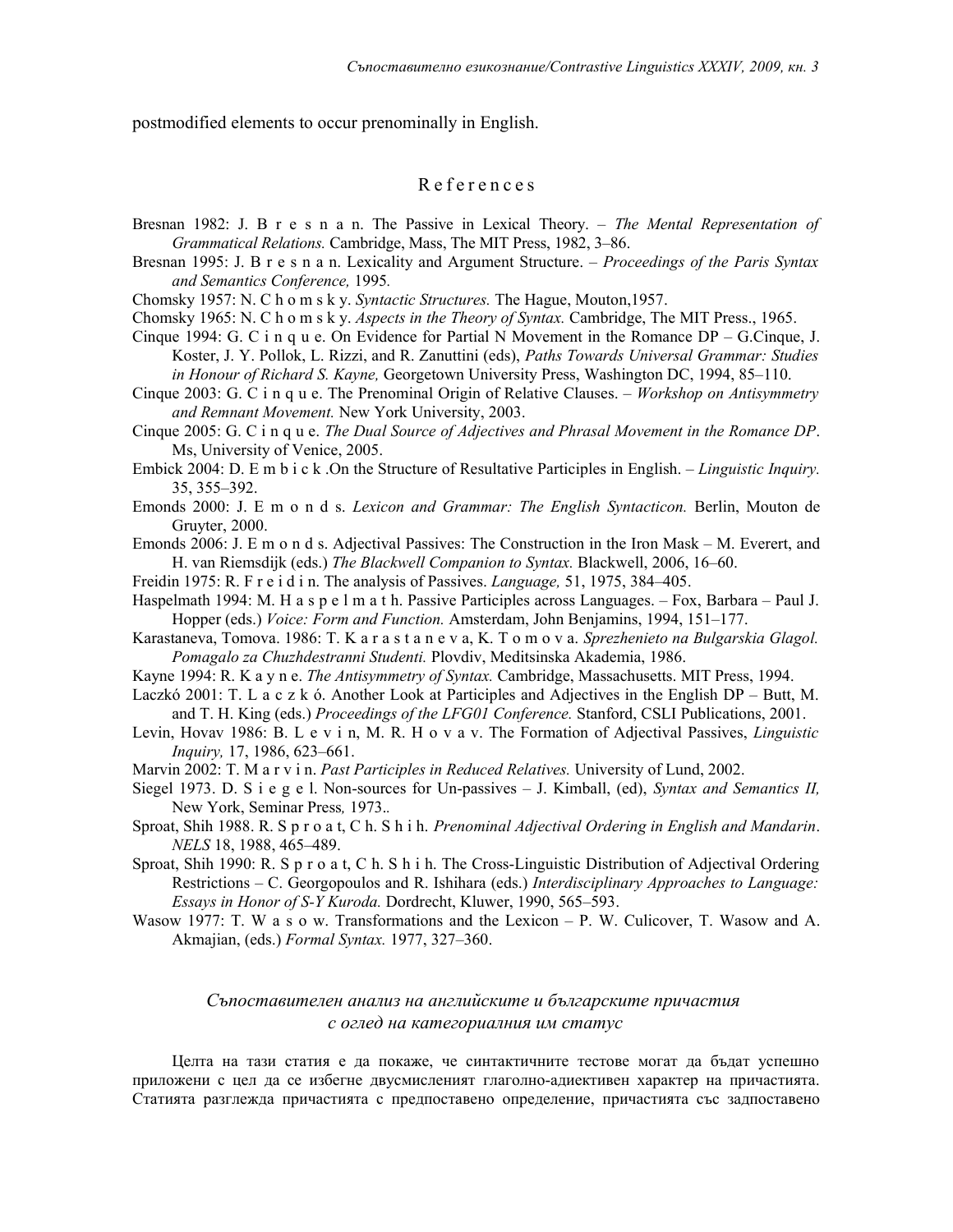postmodified elements to occur prenominally in English.

## R e f e r e n c e s

Bresnan 1982: J. B r e s n a n. The Passive in Lexical Theory. – *The Mental Representation of Grammatical Relations.* Cambridge, Mass, The MIT Press, 1982, 3–86.

Bresnan 1995: J. B r e s n a n. Lexicality and Argument Structure. – *Proceedings of the Paris Syntax and Semantics Conference,* 1995*.*

Chomsky 1957: N. C h o m s k y. *Syntactic Structures.* The Hague, Mouton,1957.

Chomsky 1965: N. C h o m s k y. *Aspects in the Theory of Syntax.* Cambridge, The MIT Press., 1965.

Cinque 1994: G. C i n q u e. On Evidence for Partial N Movement in the Romance DP – G.Cinque, J. Koster, J. Y. Pollok, L. Rizzi, and R. Zanuttini (eds), *Paths Towards Universal Grammar: Studies in Honour of Richard S. Kayne,* Georgetown University Press, Washington DC, 1994, 85–110.

Cinque 2003: G. C i n q u e. The Prenominal Origin of Relative Clauses. – *Workshop on Antisymmetry and Remnant Movement.* New York University, 2003.

Cinque 2005: G. C i n q u e. *The Dual Source of Adjectives and Phrasal Movement in the Romance DP*. Ms, University of Venice, 2005.

Embick 2004: D. E m b i c k .On the Structure of Resultative Participles in English. – *Linguistic Inquiry.* 35, 355–392.

Emonds 2000: J. E m o n d s. *Lexicon and Grammar: The English Syntacticon.* Berlin, Mouton de Gruyter, 2000.

Emonds 2006: J. E m o n d s. Adjectival Passives: The Construction in the Iron Mask – M. Everert, and H. van Riemsdijk (eds.) *The Blackwell Companion to Syntax.* Blackwell, 2006, 16–60.

Freidin 1975: R. F r e i d i n. The analysis of Passives. *Language,* 51, 1975, 384–405.

Haspelmath 1994: M. H a s p e l m a t h. Passive Participles across Languages. – Fox, Barbara – Paul J. Hopper (eds.) *Voice: Form and Function.* Amsterdam, John Benjamins, 1994, 151–177.

Karastaneva, Tomova. 1986: T. K a r a s t a n e v a, K. T o m o v a. *Sprezhenieto na Bulgarskia Glagol. Pomagalo za Chuzhdestranni Studenti.* Plovdiv, Meditsinska Akademia, 1986.

Kayne 1994: R. K a y n e. *The Antisymmetry of Syntax.* Cambridge, Massachusetts. MIT Press, 1994.

Laczkó 2001: T. L a c z k ó. Another Look at Participles and Adjectives in the English DP – Butt, M. and T. H. King (eds.) *Proceedings of the LFG01 Conference.* Stanford, CSLI Publications, 2001.

Levin, Hovav 1986: B. L e v i n, M. R. H o v a v. The Formation of Adjectival Passives, *Linguistic Inquiry,* 17, 1986, 623–661.

Marvin 2002: T. M a r v i n. *Past Participles in Reduced Relatives.* University of Lund, 2002.

Siegel 1973. D. S i e g e l. Non-sources for Un-passives – J. Kimball, (ed), *Syntax and Semantics II,* New York, Seminar Press*,* 1973..

Sproat, Shih 1988. R. S p r o a t, C h. S h i h. *Prenominal Adjectival Ordering in English and Mandarin*. *NELS* 18, 1988, 465–489.

Sproat, Shih 1990: R. S p r o a t, C h. S h i h. The Cross-Linguistic Distribution of Adjectival Ordering Restrictions – C. Georgopoulos and R. Ishihara (eds.) *Interdisciplinary Approaches to Language: Essays in Honor of S-Y Kuroda.* Dordrecht, Kluwer, 1990, 565–593.

Wasow 1977: T. W a s o w. Transformations and the Lexicon – P. W. Culicover, T. Wasow and A. Akmajian, (eds.) *Formal Syntax.* 1977, 327–360.

## *Съпоставителен анализ на английските и българските причастия с оглед на категориалния им статус*

Целта на тази статия е да покаже, че синтактичните тестове могат да бъдат успешно приложени с цел да се избегне двусмисленият глаголно-адиективен характер на причастията. Статията разглежда причастията с предпоставено определение, причастията със задпоставено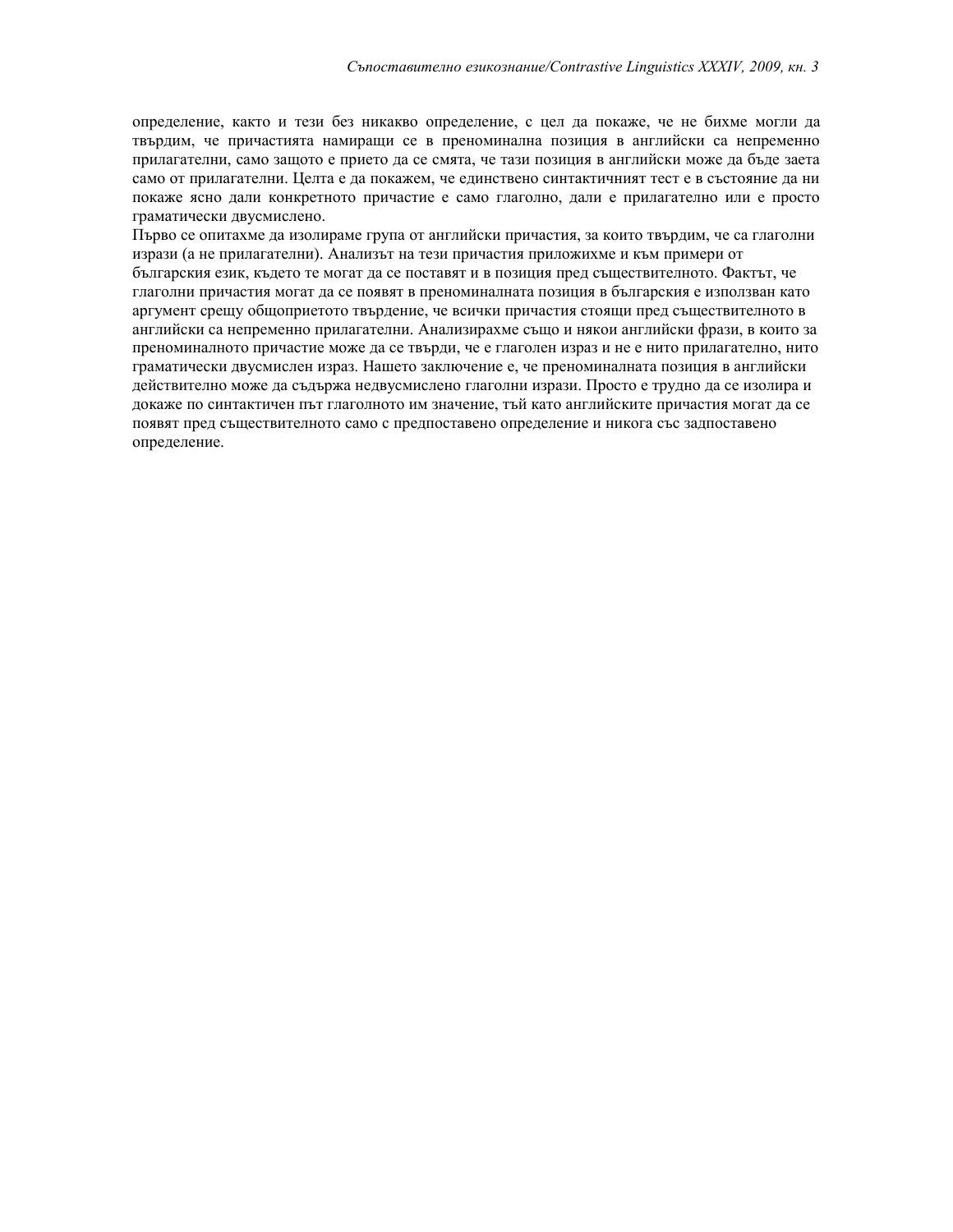определение, както и тези без никакво определение, с цел да покаже, че не бихме могли да твърдим, че причастията намиращи се в преноминална позиция в английски са непременно прилагателни, само защото е прието да се смята, че тази позиция в английски може да бъде заета само от прилагателни. Целта е да покажем, че единствено синтактичният тест е в състояние да ни покаже ясно дали конкретното причастие е само глаголно, дали е прилагателно или е просто граматически двусмислено.

Първо се опитахме да изолираме група от английски причастия, за които твърдим, че са глаголни изрази (а не прилагателни). Анализът на тези причастия приложихме и към примери от българския език, където те могат да се поставят и в позиция пред съществителното. Фактът, че глаголни причастия могат да се появят в преноминалната позиция в българския е използван като аргумент срещу общоприетото твърдение, че всички причастия стоящи пред съществителното в английски са непременно прилагателни. Анализирахме също и някои английски фрази, в които за преноминалното причастие може да се твърди, че е глаголен израз и не е нито прилагателно, нито граматически двусмислен израз. Нашето заключение е, че преноминалната позиция в английски действително може да съдържа недвусмислено глаголни изрази. Просто е трудно да се изолира и докаже по синтактичен път глаголното им значение, тъй като английските причастия могат да се появят пред съществителното само с предпоставено определение и никога със задпоставено определение.